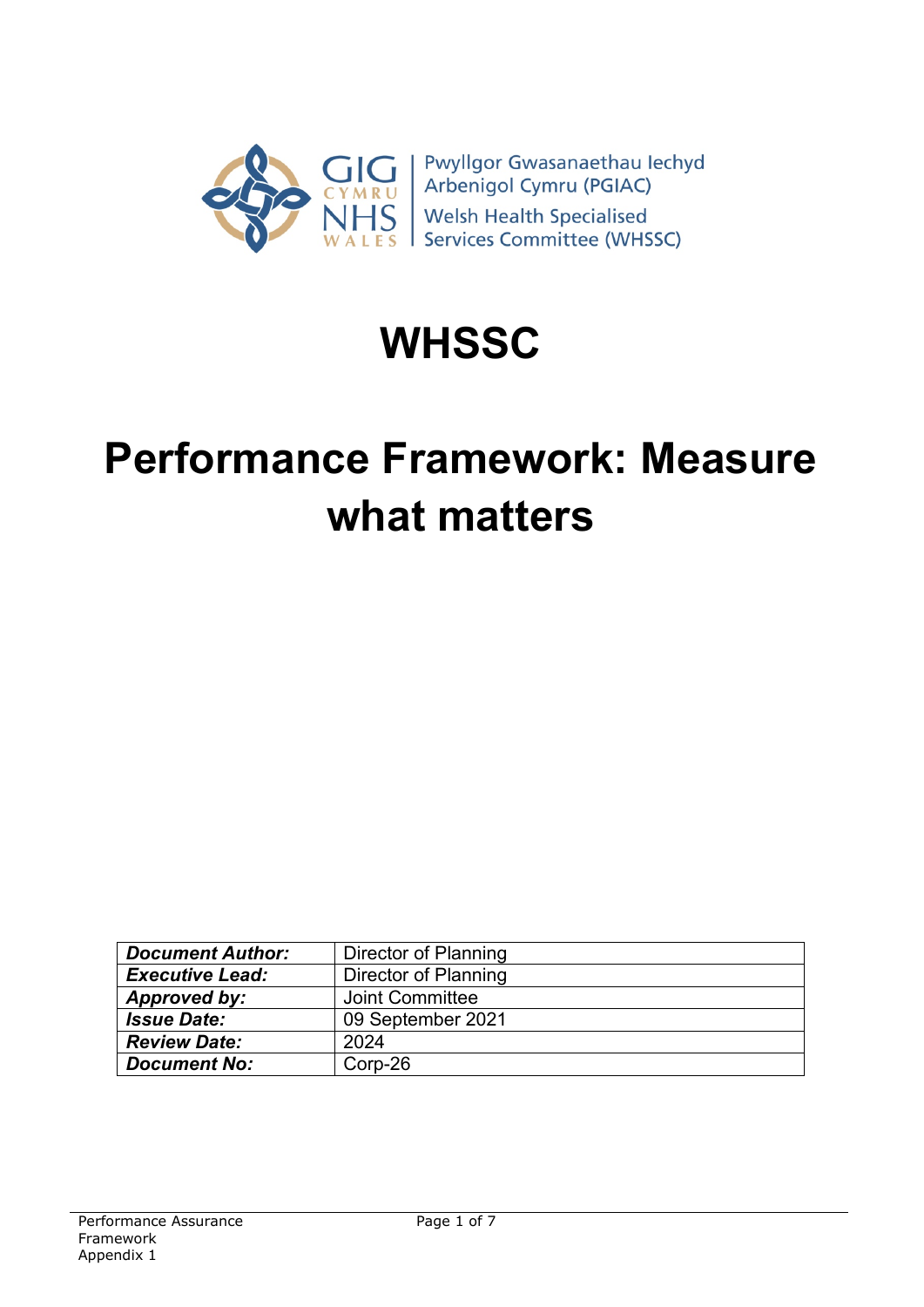Pwyllgor Gwasanaethau Iechyd Arbenigol Cymru (PGIAC)
Welsh Health Specialised Services Committee (WHSSC)

# WHSSC

# Performance Framework: Measure what matters

| ***Document Author:*** | Director of Planning |
|---|---|
| ***Executive Lead:*** | Director of Planning |
| ***Approved by:*** | Joint Committee |
| ***Issue Date:*** | 09 September 2021 |
| ***Review Date:*** | 2024 |
| ***Document No:*** | Corp-26 |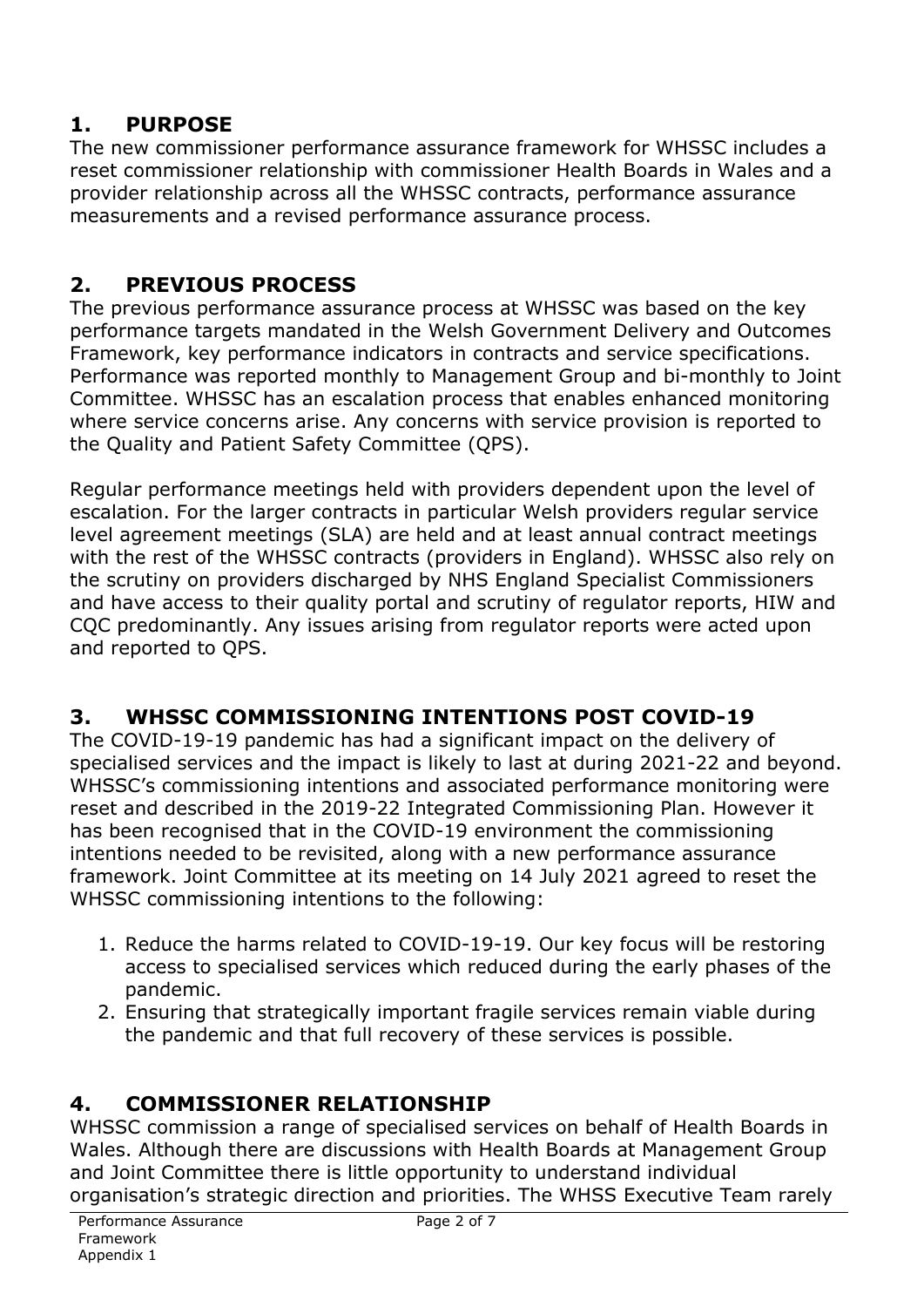## 1. PURPOSE

The new commissioner performance assurance framework for WHSSC includes a reset commissioner relationship with commissioner Health Boards in Wales and a provider relationship across all the WHSSC contracts, performance assurance measurements and a revised performance assurance process.

## 2. PREVIOUS PROCESS

The previous performance assurance process at WHSSC was based on the key performance targets mandated in the Welsh Government Delivery and Outcomes Framework, key performance indicators in contracts and service specifications. Performance was reported monthly to Management Group and bi-monthly to Joint Committee. WHSSC has an escalation process that enables enhanced monitoring where service concerns arise. Any concerns with service provision is reported to the Quality and Patient Safety Committee (QPS).

Regular performance meetings held with providers dependent upon the level of escalation. For the larger contracts in particular Welsh providers regular service level agreement meetings (SLA) are held and at least annual contract meetings with the rest of the WHSSC contracts (providers in England). WHSSC also rely on the scrutiny on providers discharged by NHS England Specialist Commissioners and have access to their quality portal and scrutiny of regulator reports, HIW and CQC predominantly. Any issues arising from regulator reports were acted upon and reported to QPS.

## 3. WHSSC COMMISSIONING INTENTIONS POST COVID-19

The COVID-19-19 pandemic has had a significant impact on the delivery of specialised services and the impact is likely to last at during 2021-22 and beyond. WHSSC's commissioning intentions and associated performance monitoring were reset and described in the 2019-22 Integrated Commissioning Plan. However it has been recognised that in the COVID-19 environment the commissioning intentions needed to be revisited, along with a new performance assurance framework. Joint Committee at its meeting on 14 July 2021 agreed to reset the WHSSC commissioning intentions to the following:

1. Reduce the harms related to COVID-19-19. Our key focus will be restoring access to specialised services which reduced during the early phases of the pandemic.
2. Ensuring that strategically important fragile services remain viable during the pandemic and that full recovery of these services is possible.

## 4. COMMISSIONER RELATIONSHIP

WHSSC commission a range of specialised services on behalf of Health Boards in Wales. Although there are discussions with Health Boards at Management Group and Joint Committee there is little opportunity to understand individual organisation's strategic direction and priorities. The WHSS Executive Team rarely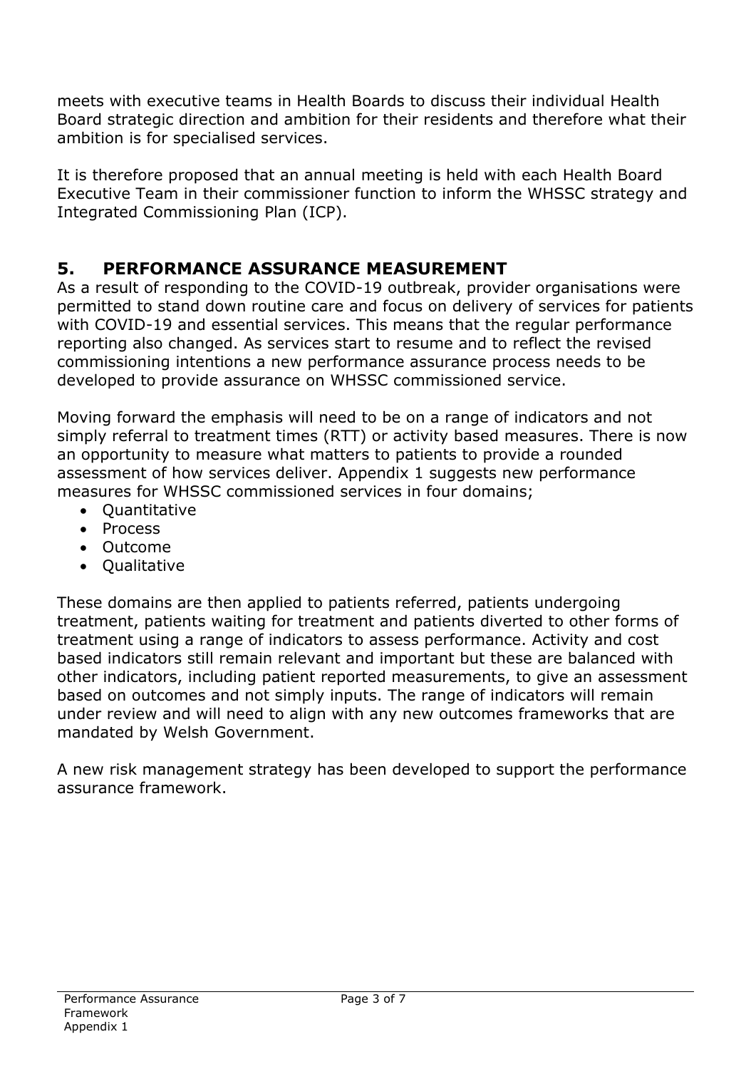meets with executive teams in Health Boards to discuss their individual Health Board strategic direction and ambition for their residents and therefore what their ambition is for specialised services.

It is therefore proposed that an annual meeting is held with each Health Board Executive Team in their commissioner function to inform the WHSSC strategy and Integrated Commissioning Plan (ICP).

## 5. PERFORMANCE ASSURANCE MEASUREMENT

As a result of responding to the COVID-19 outbreak, provider organisations were permitted to stand down routine care and focus on delivery of services for patients with COVID-19 and essential services. This means that the regular performance reporting also changed. As services start to resume and to reflect the revised commissioning intentions a new performance assurance process needs to be developed to provide assurance on WHSSC commissioned service.

Moving forward the emphasis will need to be on a range of indicators and not simply referral to treatment times (RTT) or activity based measures. There is now an opportunity to measure what matters to patients to provide a rounded assessment of how services deliver. Appendix 1 suggests new performance measures for WHSSC commissioned services in four domains;

- Quantitative
- Process
- Outcome
- Qualitative

These domains are then applied to patients referred, patients undergoing treatment, patients waiting for treatment and patients diverted to other forms of treatment using a range of indicators to assess performance. Activity and cost based indicators still remain relevant and important but these are balanced with other indicators, including patient reported measurements, to give an assessment based on outcomes and not simply inputs. The range of indicators will remain under review and will need to align with any new outcomes frameworks that are mandated by Welsh Government.

A new risk management strategy has been developed to support the performance assurance framework.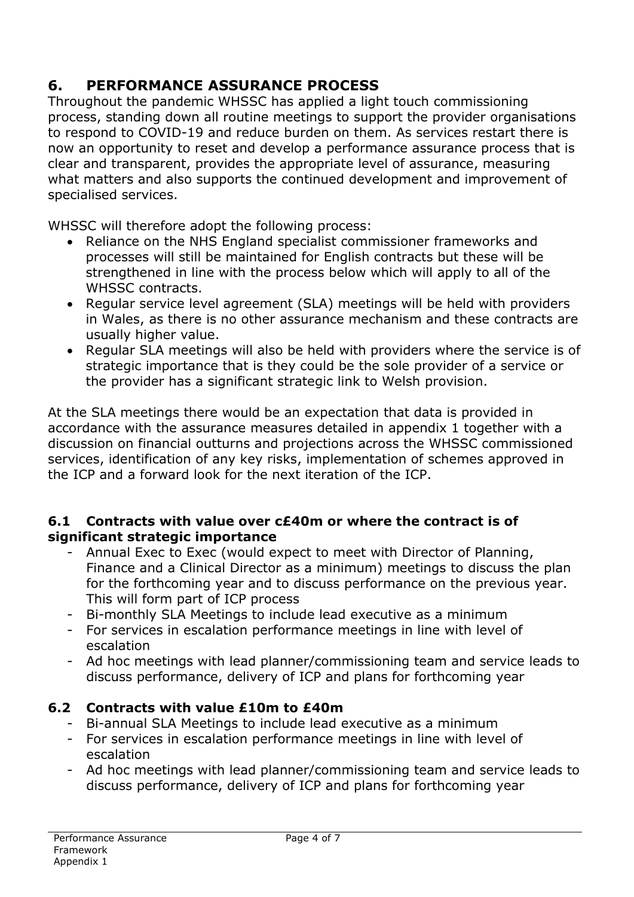## 6. PERFORMANCE ASSURANCE PROCESS

Throughout the pandemic WHSSC has applied a light touch commissioning process, standing down all routine meetings to support the provider organisations to respond to COVID-19 and reduce burden on them. As services restart there is now an opportunity to reset and develop a performance assurance process that is clear and transparent, provides the appropriate level of assurance, measuring what matters and also supports the continued development and improvement of specialised services.

WHSSC will therefore adopt the following process:

- Reliance on the NHS England specialist commissioner frameworks and processes will still be maintained for English contracts but these will be strengthened in line with the process below which will apply to all of the WHSSC contracts.
- Regular service level agreement (SLA) meetings will be held with providers in Wales, as there is no other assurance mechanism and these contracts are usually higher value.
- Regular SLA meetings will also be held with providers where the service is of strategic importance that is they could be the sole provider of a service or the provider has a significant strategic link to Welsh provision.

At the SLA meetings there would be an expectation that data is provided in accordance with the assurance measures detailed in appendix 1 together with a discussion on financial outturns and projections across the WHSSC commissioned services, identification of any key risks, implementation of schemes approved in the ICP and a forward look for the next iteration of the ICP.

### 6.1 Contracts with value over c£40m or where the contract is of significant strategic importance

- Annual Exec to Exec (would expect to meet with Director of Planning, Finance and a Clinical Director as a minimum) meetings to discuss the plan for the forthcoming year and to discuss performance on the previous year. This will form part of ICP process
- Bi-monthly SLA Meetings to include lead executive as a minimum
- For services in escalation performance meetings in line with level of escalation
- Ad hoc meetings with lead planner/commissioning team and service leads to discuss performance, delivery of ICP and plans for forthcoming year

### 6.2 Contracts with value £10m to £40m

- Bi-annual SLA Meetings to include lead executive as a minimum
- For services in escalation performance meetings in line with level of escalation
- Ad hoc meetings with lead planner/commissioning team and service leads to discuss performance, delivery of ICP and plans for forthcoming year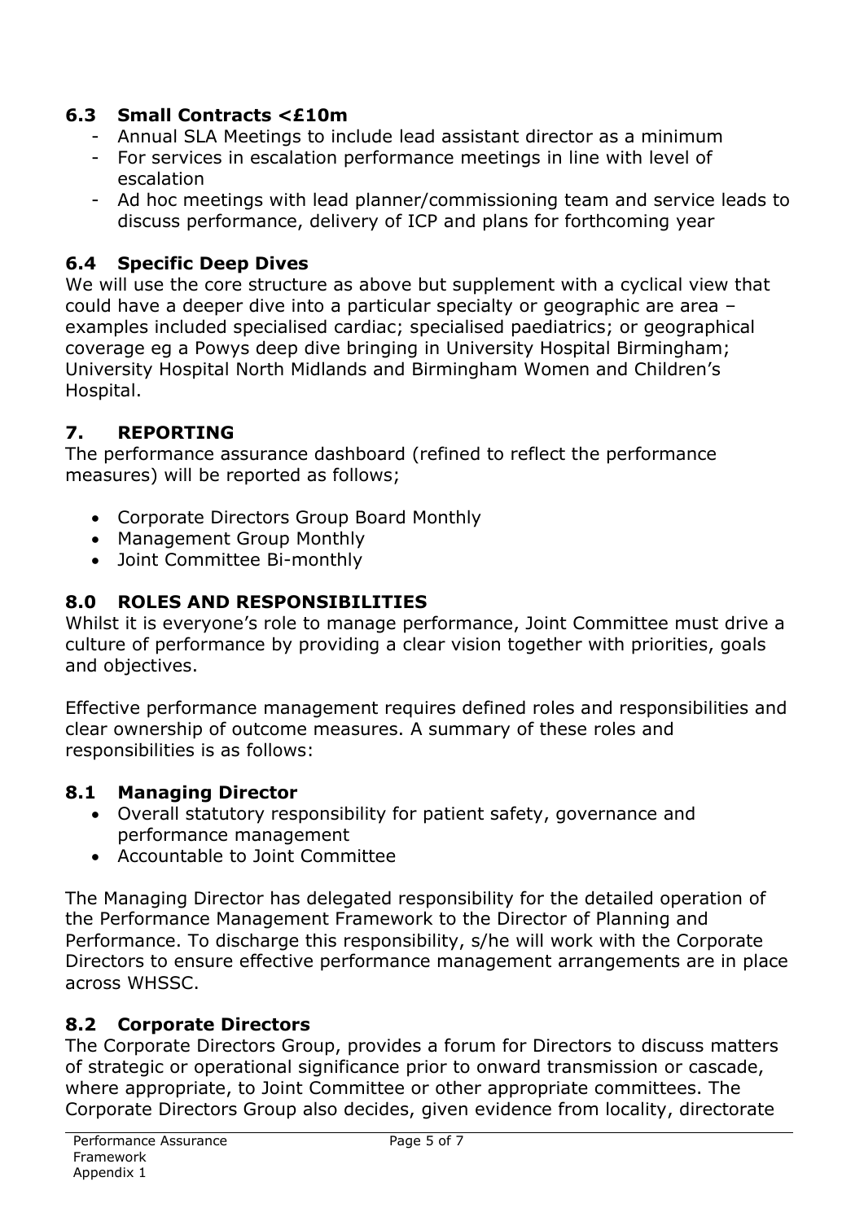### 6.3 Small Contracts <£10m

- Annual SLA Meetings to include lead assistant director as a minimum
- For services in escalation performance meetings in line with level of escalation
- Ad hoc meetings with lead planner/commissioning team and service leads to discuss performance, delivery of ICP and plans for forthcoming year

### 6.4 Specific Deep Dives

We will use the core structure as above but supplement with a cyclical view that could have a deeper dive into a particular specialty or geographic are area – examples included specialised cardiac; specialised paediatrics; or geographical coverage eg a Powys deep dive bringing in University Hospital Birmingham; University Hospital North Midlands and Birmingham Women and Children's Hospital.

## 7. REPORTING

The performance assurance dashboard (refined to reflect the performance measures) will be reported as follows;

- Corporate Directors Group Board Monthly
- Management Group Monthly
- Joint Committee Bi-monthly

## 8.0 ROLES AND RESPONSIBILITIES

Whilst it is everyone's role to manage performance, Joint Committee must drive a culture of performance by providing a clear vision together with priorities, goals and objectives.

Effective performance management requires defined roles and responsibilities and clear ownership of outcome measures. A summary of these roles and responsibilities is as follows:

### 8.1 Managing Director

- Overall statutory responsibility for patient safety, governance and performance management
- Accountable to Joint Committee

The Managing Director has delegated responsibility for the detailed operation of the Performance Management Framework to the Director of Planning and Performance. To discharge this responsibility, s/he will work with the Corporate Directors to ensure effective performance management arrangements are in place across WHSSC.

### 8.2 Corporate Directors

The Corporate Directors Group, provides a forum for Directors to discuss matters of strategic or operational significance prior to onward transmission or cascade, where appropriate, to Joint Committee or other appropriate committees. The Corporate Directors Group also decides, given evidence from locality, directorate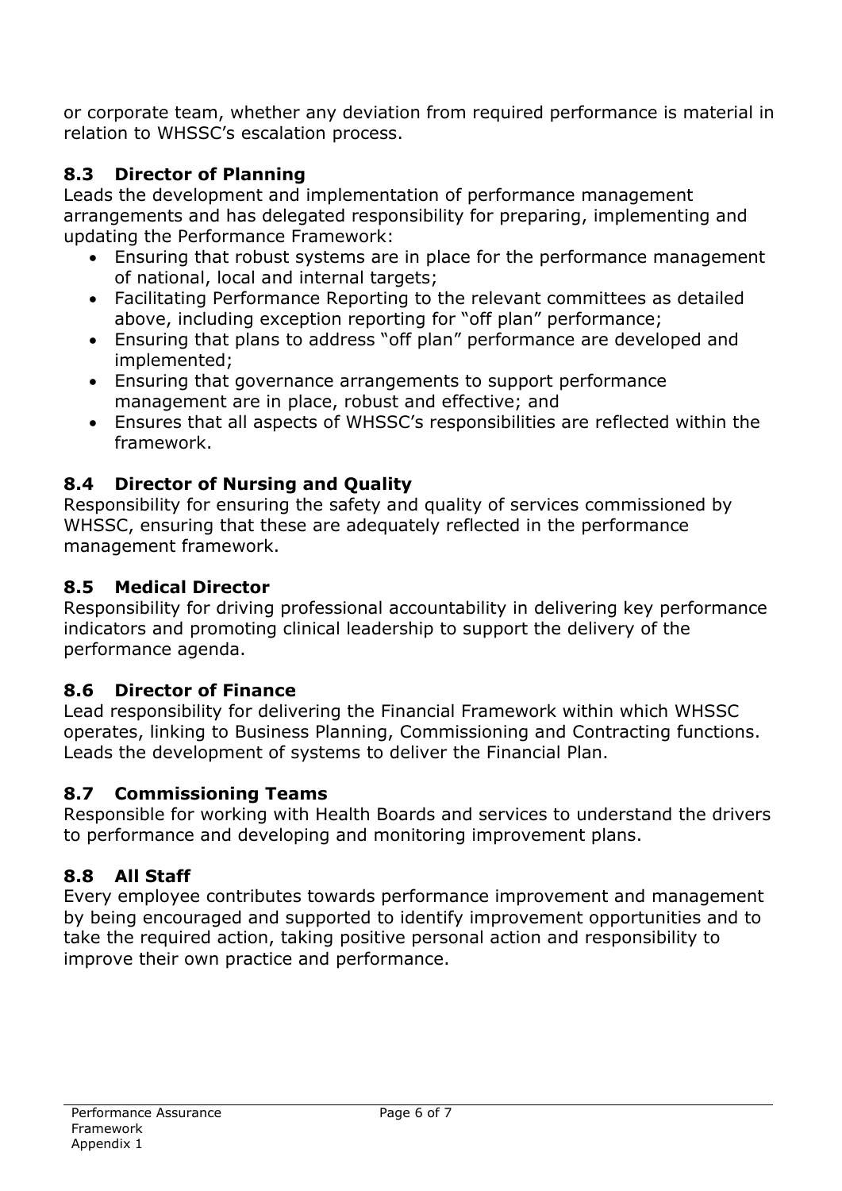or corporate team, whether any deviation from required performance is material in relation to WHSSC's escalation process.

### 8.3 Director of Planning

Leads the development and implementation of performance management arrangements and has delegated responsibility for preparing, implementing and updating the Performance Framework:

- Ensuring that robust systems are in place for the performance management of national, local and internal targets;
- Facilitating Performance Reporting to the relevant committees as detailed above, including exception reporting for "off plan" performance;
- Ensuring that plans to address "off plan" performance are developed and implemented;
- Ensuring that governance arrangements to support performance management are in place, robust and effective; and
- Ensures that all aspects of WHSSC's responsibilities are reflected within the framework.

### 8.4 Director of Nursing and Quality

Responsibility for ensuring the safety and quality of services commissioned by WHSSC, ensuring that these are adequately reflected in the performance management framework.

### 8.5 Medical Director

Responsibility for driving professional accountability in delivering key performance indicators and promoting clinical leadership to support the delivery of the performance agenda.

### 8.6 Director of Finance

Lead responsibility for delivering the Financial Framework within which WHSSC operates, linking to Business Planning, Commissioning and Contracting functions. Leads the development of systems to deliver the Financial Plan.

### 8.7 Commissioning Teams

Responsible for working with Health Boards and services to understand the drivers to performance and developing and monitoring improvement plans.

### 8.8 All Staff

Every employee contributes towards performance improvement and management by being encouraged and supported to identify improvement opportunities and to take the required action, taking positive personal action and responsibility to improve their own practice and performance.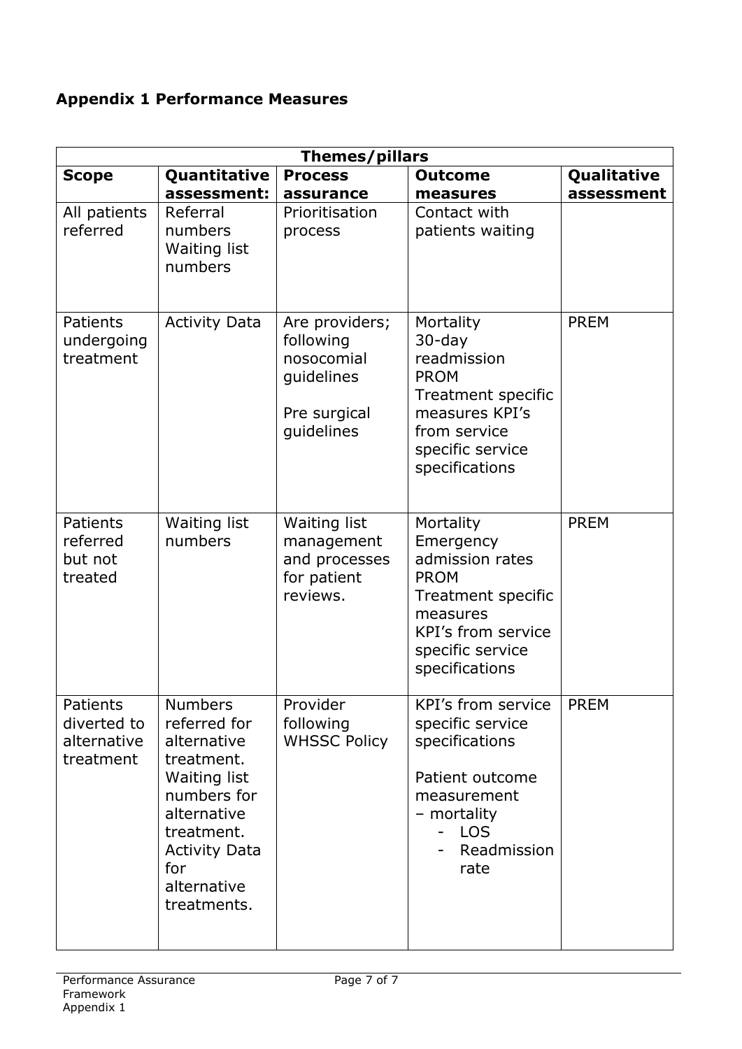## Appendix 1 Performance Measures

| Themes/pillars | | | | |
|---|---|---|---|---|
| **Scope** | **Quantitative assessment:** | **Process assurance** | **Outcome measures** | **Qualitative assessment** |
| All patients referred | Referral numbers<br>Waiting list numbers | Prioritisation process | Contact with patients waiting | |
| Patients undergoing treatment | Activity Data | Are providers; following nosocomial guidelines<br><br>Pre surgical guidelines | Mortality<br>30-day readmission<br>PROM<br>Treatment specific measures KPI's from service specific service specifications | PREM |
| Patients referred but not treated | Waiting list numbers | Waiting list management and processes for patient reviews. | Mortality<br>Emergency admission rates<br>PROM<br>Treatment specific measures<br>KPI's from service specific service specifications | PREM |
| Patients diverted to alternative treatment | Numbers referred for alternative treatment.<br>Waiting list numbers for alternative treatment.<br>Activity Data for alternative treatments. | Provider following WHSSC Policy | KPI's from service specific service specifications<br><br>Patient outcome measurement – mortality<br>- LOS<br>- Readmission rate | PREM |